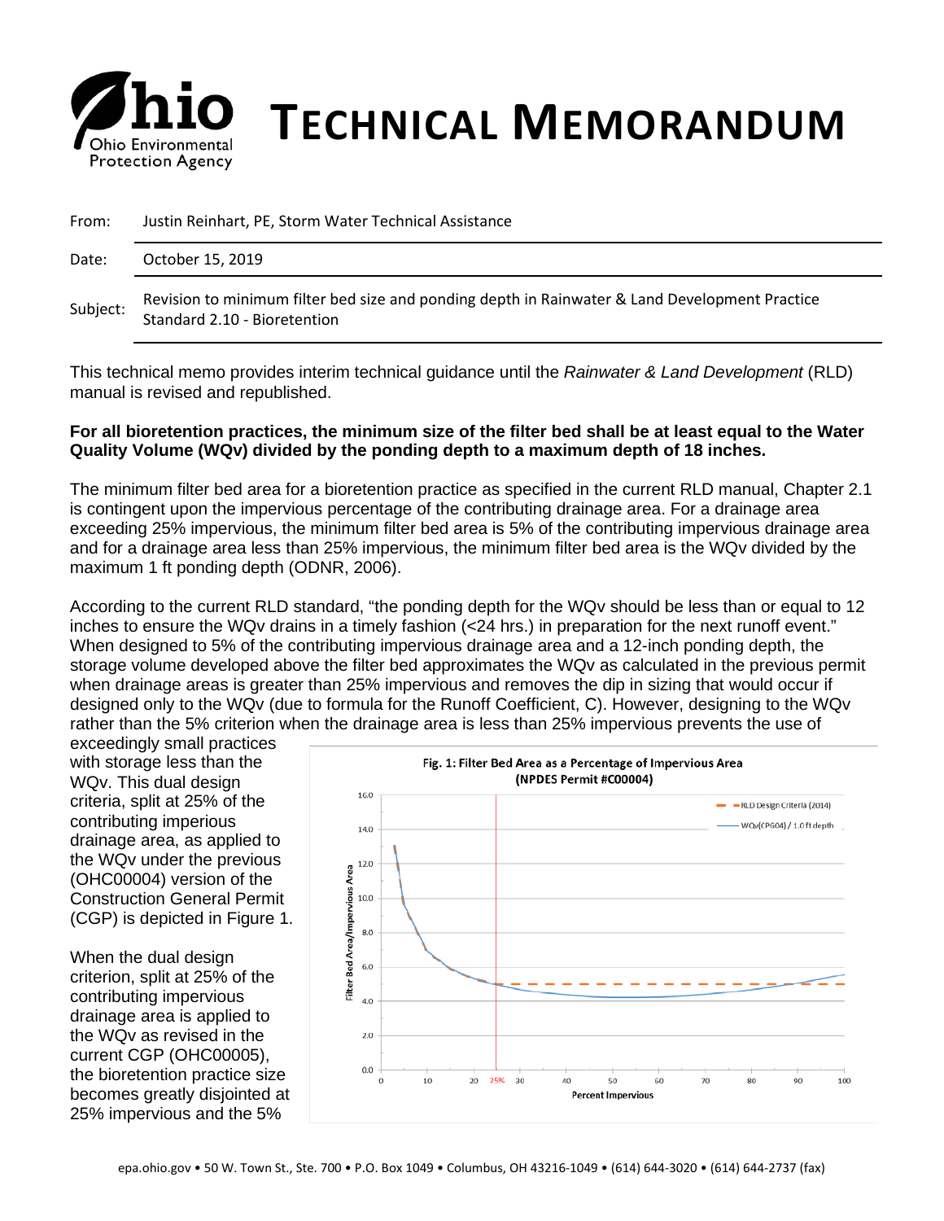# TECHNICAL MEMORANDUM

Ohio Environmental Protection Agency

| | |
|---|---|
| From: | Justin Reinhart, PE, Storm Water Technical Assistance |
| Date: | October 15, 2019 |
| Subject: | Revision to minimum filter bed size and ponding depth in Rainwater & Land Development Practice Standard 2.10 - Bioretention |

This technical memo provides interim technical guidance until the *Rainwater & Land Development* (RLD) manual is revised and republished.

**For all bioretention practices, the minimum size of the filter bed shall be at least equal to the Water Quality Volume (WQv) divided by the ponding depth to a maximum depth of 18 inches.**

The minimum filter bed area for a bioretention practice as specified in the current RLD manual, Chapter 2.1 is contingent upon the impervious percentage of the contributing drainage area. For a drainage area exceeding 25% impervious, the minimum filter bed area is 5% of the contributing impervious drainage area and for a drainage area less than 25% impervious, the minimum filter bed area is the WQv divided by the maximum 1 ft ponding depth (ODNR, 2006).

According to the current RLD standard, "the ponding depth for the WQv should be less than or equal to 12 inches to ensure the WQv drains in a timely fashion (<24 hrs.) in preparation for the next runoff event." When designed to 5% of the contributing impervious drainage area and a 12-inch ponding depth, the storage volume developed above the filter bed approximates the WQv as calculated in the previous permit when drainage areas is greater than 25% impervious and removes the dip in sizing that would occur if designed only to the WQv (due to formula for the Runoff Coefficient, C). However, designing to the WQv rather than the 5% criterion when the drainage area is less than 25% impervious prevents the use of exceedingly small practices with storage less than the WQv. This dual design criteria, split at 25% of the contributing imperious drainage area, as applied to the WQv under the previous (OHC00004) version of the Construction General Permit (CGP) is depicted in Figure 1.

Fig. 1: Filter Bed Area as a Percentage of Impervious Area (NPDES Permit #C00004)

When the dual design criterion, split at 25% of the contributing impervious drainage area is applied to the WQv as revised in the current CGP (OHC00005), the bioretention practice size becomes greatly disjointed at 25% impervious and the 5%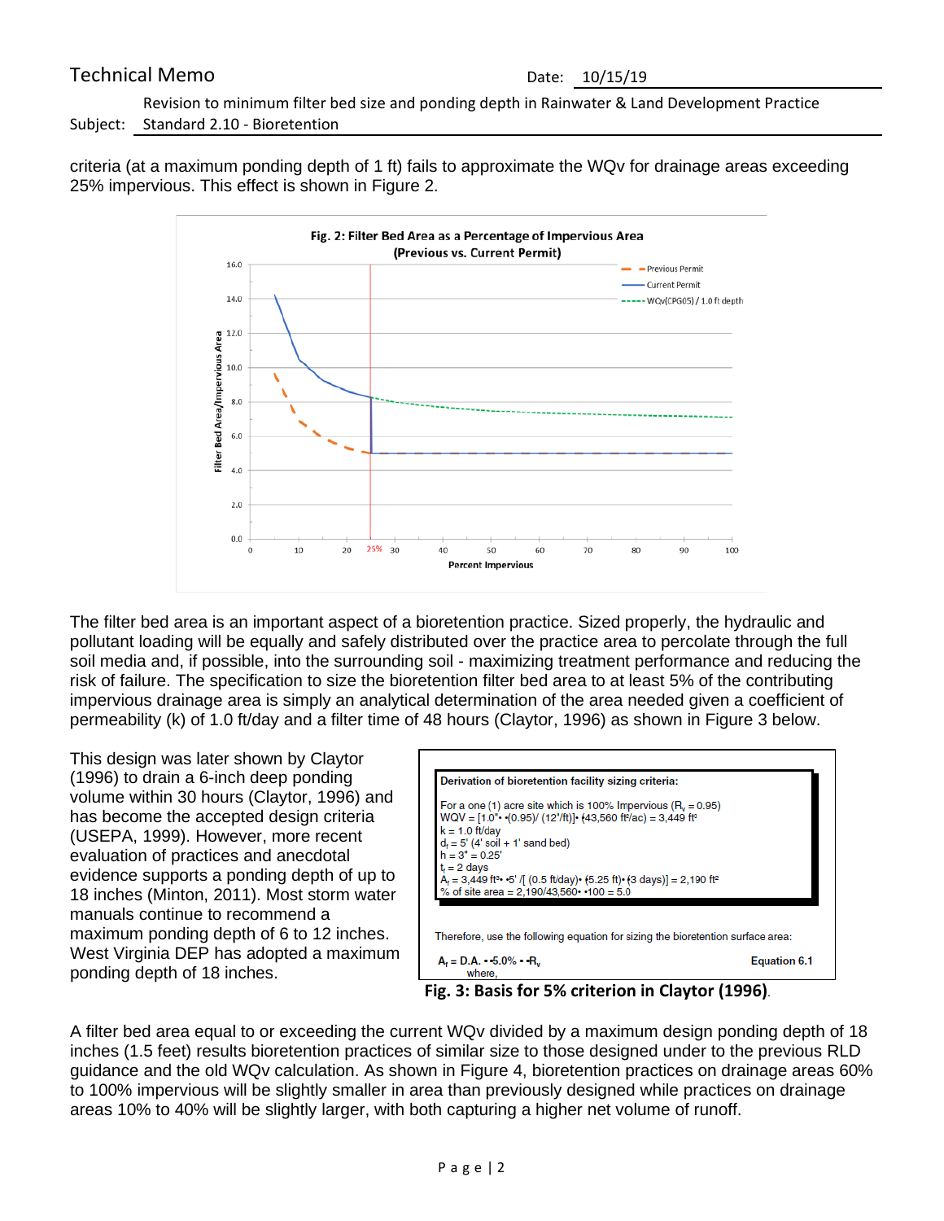criteria (at a maximum ponding depth of 1 ft) fails to approximate the WQv for drainage areas exceeding 25% impervious. This effect is shown in Figure 2.

**Fig. 2: Filter Bed Area as a Percentage of Impervious Area (Previous vs. Current Permit)**

The filter bed area is an important aspect of a bioretention practice. Sized properly, the hydraulic and pollutant loading will be equally and safely distributed over the practice area to percolate through the full soil media and, if possible, into the surrounding soil - maximizing treatment performance and reducing the risk of failure. The specification to size the bioretention filter bed area to at least 5% of the contributing impervious drainage area is simply an analytical determination of the area needed given a coefficient of permeability (k) of 1.0 ft/day and a filter time of 48 hours (Claytor, 1996) as shown in Figure 3 below.

This design was later shown by Claytor (1996) to drain a 6-inch deep ponding volume within 30 hours (Claytor, 1996) and has become the accepted design criteria (USEPA, 1999). However, more recent evaluation of practices and anecdotal evidence supports a ponding depth of up to 18 inches (Minton, 2011). Most storm water manuals continue to recommend a maximum ponding depth of 6 to 12 inches. West Virginia DEP has adopted a maximum ponding depth of 18 inches.

**Derivation of bioretention facility sizing criteria:**

For a one (1) acre site which is 100% Impervious ($R_v = 0.95$)
WQV = [1.0" • (0.95)/ (12"/ft)] • (43,560 ft²/ac) = 3,449 ft³
k = 1.0 ft/day
$d_f$ = 5' (4' soil + 1' sand bed)
h = 3" = 0.25'
$t_f$ = 2 days
$A_f$ = 3,449 ft³ • 5' /[ (0.5 ft/day) • (5.25 ft) • (3 days)] = 2,190 ft²
% of site area = 2,190/43,560 • 100 = 5.0

Therefore, use the following equation for sizing the bioretention surface area:

$A_f$ = D.A. • 5.0% • $R_v$ — Equation 6.1
where,

**Fig. 3: Basis for 5% criterion in Claytor (1996)**.

A filter bed area equal to or exceeding the current WQv divided by a maximum design ponding depth of 18 inches (1.5 feet) results bioretention practices of similar size to those designed under to the previous RLD guidance and the old WQv calculation. As shown in Figure 4, bioretention practices on drainage areas 60% to 100% impervious will be slightly smaller in area than previously designed while practices on drainage areas 10% to 40% will be slightly larger, with both capturing a higher net volume of runoff.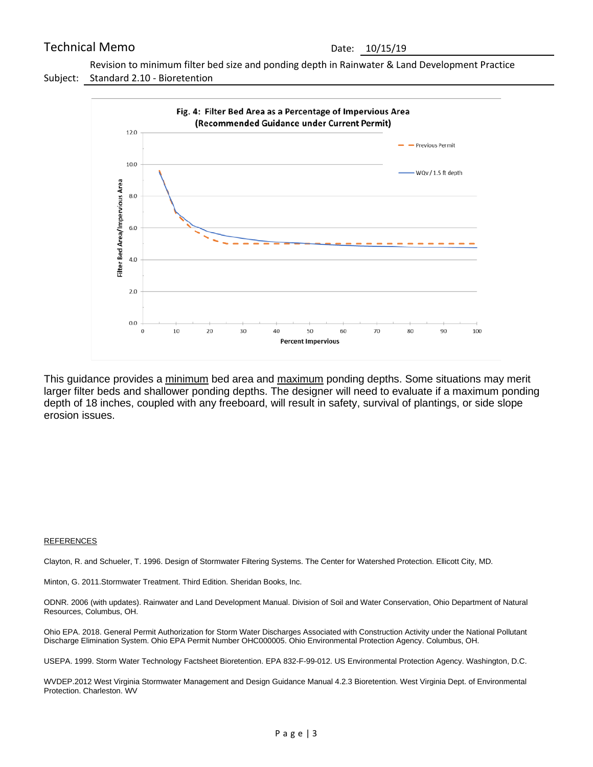Technical Memo

Date: 10/15/19

Subject: Revision to minimum filter bed size and ponding depth in Rainwater & Land Development Practice Standard 2.10 - Bioretention

Fig. 4: Filter Bed Area as a Percentage of Impervious Area
(Recommended Guidance under Current Permit)

Filter Bed Area/Impervious Area

12.0
10.0
8.0
6.0
4.0
2.0
0.0

0
10
20
30
40
50
60
70
80
90
100

Percent Impervious

Previous Permit

WQv / 1.5 ft depth

This guidance provides a minimum bed area and maximum ponding depths. Some situations may merit larger filter beds and shallower ponding depths. The designer will need to evaluate if a maximum ponding depth of 18 inches, coupled with any freeboard, will result in safety, survival of plantings, or side slope erosion issues.

REFERENCES

Clayton, R. and Schueler, T. 1996. Design of Stormwater Filtering Systems. The Center for Watershed Protection. Ellicott City, MD.

Minton, G. 2011.Stormwater Treatment. Third Edition. Sheridan Books, Inc.

ODNR. 2006 (with updates). Rainwater and Land Development Manual. Division of Soil and Water Conservation, Ohio Department of Natural Resources, Columbus, OH.

Ohio EPA. 2018. General Permit Authorization for Storm Water Discharges Associated with Construction Activity under the National Pollutant Discharge Elimination System. Ohio EPA Permit Number OHC000005. Ohio Environmental Protection Agency. Columbus, OH.

USEPA. 1999. Storm Water Technology Factsheet Bioretention. EPA 832-F-99-012. US Environmental Protection Agency. Washington, D.C.

WVDEP.2012 West Virginia Stormwater Management and Design Guidance Manual 4.2.3 Bioretention. West Virginia Dept. of Environmental Protection. Charleston. WV